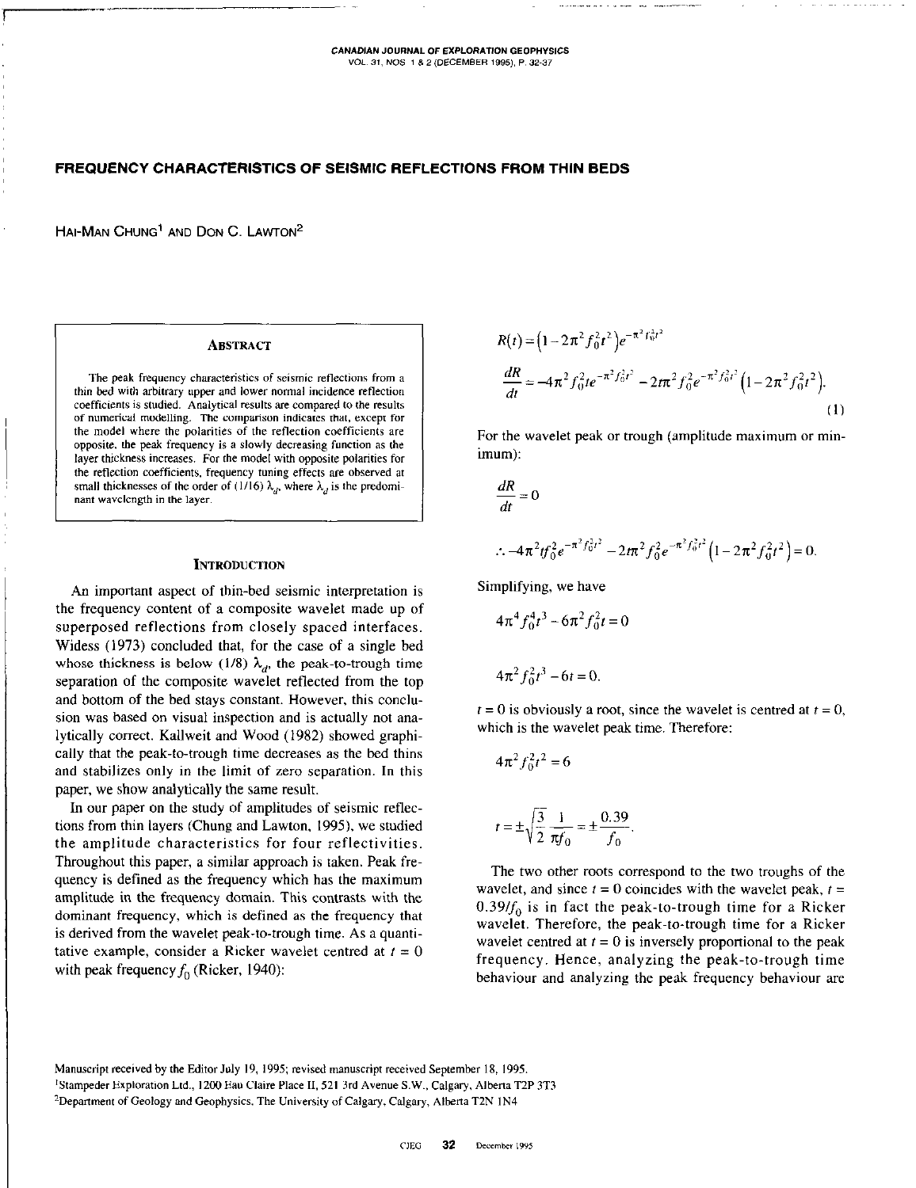# FREQUENCY CHARACTERISTICS OF SEISMIC REFLECTIONS FROM THIN BEDS

HAI-MAN CHUNG[1] AND DON C. LAWTON[2]

## ABSTRACT

The peak frequency characteristics of seismic reflections from a thin bed with arbitrary upper and lower normal incidence reflection coefficients is studied. Analytical results are compared to the results of numerical modelling. The comparison indicates that, except for the model where the polarities of the reflection coefficients are opposite, the peak frequency is a slowly decreasing function as the layer thickness increases. For the model with opposite polarities for the reflection coefficients, frequency tuning effects are observed at small thicknesses of the order of (1/16) $\lambda_d$, where $\lambda_d$ is the predominant wavelength in the layer.

## INTRODUCTION

An important aspect of thin-bed seismic interpretation is the frequency content of a composite wavelet made up of superposed reflections from closely spaced interfaces. Widess (1973) concluded that, for the case of a single bed whose thickness is below (1/8) $\lambda_d$, the peak-to-trough time separation of the composite wavelet reflected from the top and bottom of the bed stays constant. However, this conclusion was based on visual inspection and is actually not analytically correct. Kallweit and Wood (1982) showed graphically that the peak-to-trough time decreases as the bed thins and stabilizes only in the limit of zero separation. In this paper, we show analytically the same result.

In our paper on the study of amplitudes of seismic reflections from thin layers (Chung and Lawton, 1995), we studied the amplitude characteristics for four reflectivities. Throughout this paper, a similar approach is taken. Peak frequency is defined as the frequency which has the maximum amplitude in the frequency domain. This contrasts with the dominant frequency, which is defined as the frequency that is derived from the wavelet peak-to-trough time. As a quantitative example, consider a Ricker wavelet centred at $t = 0$ with peak frequency $f_0$ (Ricker, 1940):

$$R(t) = \left(1 - 2\pi^2 f_0^2 t^2\right) e^{-\pi^2 f_0^2 t^2}$$

$$\frac{dR}{dt} = -4\pi^2 f_0^2 t e^{-\pi^2 f_0^2 t^2} - 2t\pi^2 f_0^2 e^{-\pi^2 f_0^2 t^2}\left(1 - 2\pi^2 f_0^2 t^2\right). \tag{1}$$

For the wavelet peak or trough (amplitude maximum or minimum):

$$\frac{dR}{dt} = 0$$

$$\therefore -4\pi^2 t f_0^2 e^{-\pi^2 f_0^2 t^2} - 2t\pi^2 f_0^2 e^{-\pi^2 f_0^2 t^2}\left(1 - 2\pi^2 f_0^2 t^2\right) = 0.$$

Simplifying, we have

$$4\pi^4 f_0^4 t^3 - 6\pi^2 f_0^2 t = 0$$

$$4\pi^2 f_0^2 t^3 - 6t = 0.$$

$t = 0$ is obviously a root, since the wavelet is centred at $t = 0$, which is the wavelet peak time. Therefore:

$$4\pi^2 f_0^2 t^2 = 6$$

$$t = \pm\sqrt{\frac{3}{2}}\frac{1}{\pi f_0} = \pm\frac{0.39}{f_0}.$$

The two other roots correspond to the two troughs of the wavelet, and since $t = 0$ coincides with the wavelet peak, $t = 0.39/f_0$ is in fact the peak-to-trough time for a Ricker wavelet. Therefore, the peak-to-trough time for a Ricker wavelet centred at $t = 0$ is inversely proportional to the peak frequency. Hence, analyzing the peak-to-trough time behaviour and analyzing the peak frequency behaviour are

Manuscript received by the Editor July 19, 1995; revised manuscript received September 18, 1995.
[1]Stampeder Exploration Ltd., 1200 Eau Claire Place II, 521 3rd Avenue S.W., Calgary, Alberta T2P 3T3
[2]Department of Geology and Geophysics, The University of Calgary, Calgary, Alberta T2N 1N4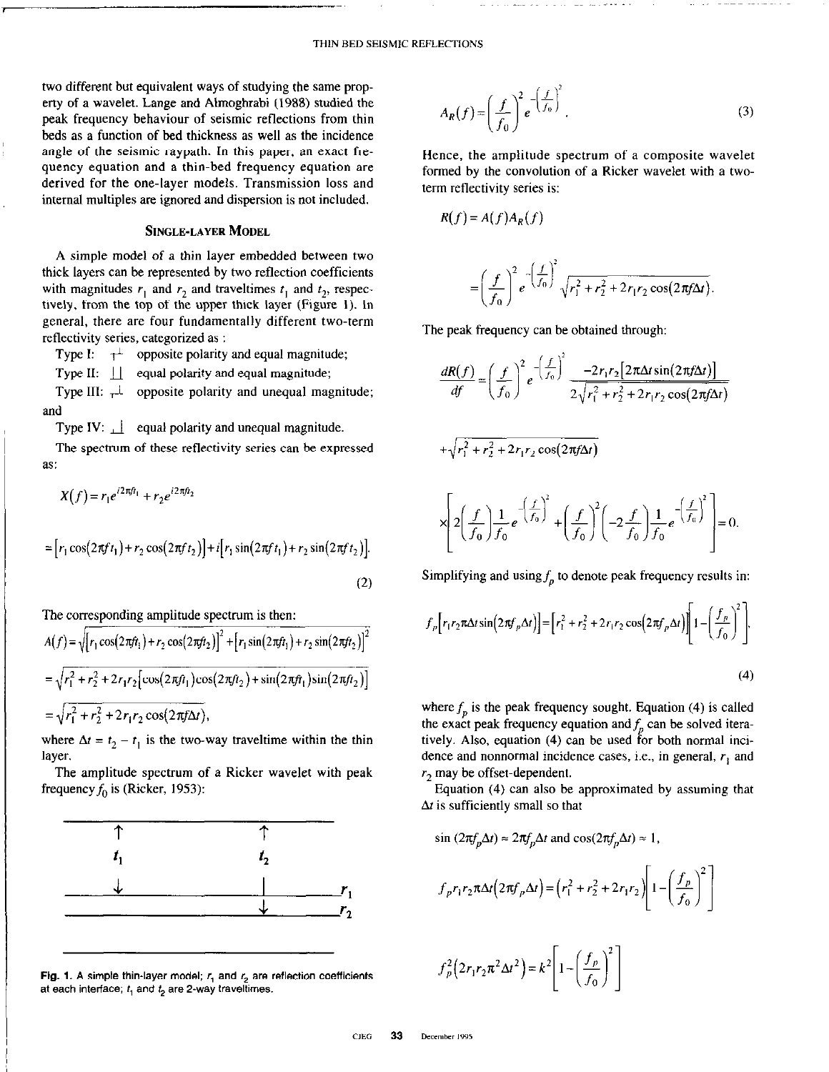two different but equivalent ways of studying the same property of a wavelet. Lange and Almoghrabi (1988) studied the peak frequency behaviour of seismic reflections from thin beds as a function of bed thickness as well as the incidence angle of the seismic raypath. In this paper, an exact frequency equation and a thin-bed frequency equation are derived for the one-layer models. Transmission loss and internal multiples are ignored and dispersion is not included.

## Single-Layer Model

A simple model of a thin layer embedded between two thick layers can be represented by two reflection coefficients with magnitudes $r_1$ and $r_2$ and traveltimes $t_1$ and $t_2$, respectively, from the top of the upper thick layer (Figure 1). In general, there are four fundamentally different two-term reflectivity series, categorized as :

Type I: opposite polarity and equal magnitude;

Type II: equal polarity and equal magnitude;

Type III: opposite polarity and unequal magnitude; and

Type IV: equal polarity and unequal magnitude.

The spectrum of these reflectivity series can be expressed as:

$$X(f) = r_1 e^{i2\pi f t_1} + r_2 e^{i2\pi f t_2}$$

$$= \left[r_1 \cos(2\pi f t_1) + r_2 \cos(2\pi f t_2)\right] + i\left[r_1 \sin(2\pi f t_1) + r_2 \sin(2\pi f t_2)\right]. \tag{2}$$

The corresponding amplitude spectrum is then:

$$A(f) = \sqrt{\left[r_1 \cos(2\pi f t_1) + r_2 \cos(2\pi f t_2)\right]^2 + \left[r_1 \sin(2\pi f t_1) + r_2 \sin(2\pi f t_2)\right]^2}$$

$$= \sqrt{r_1^2 + r_2^2 + 2r_1 r_2\left[\cos(2\pi f t_1)\cos(2\pi f t_2) + \sin(2\pi f t_1)\sin(2\pi f t_2)\right]}$$

$$= \sqrt{r_1^2 + r_2^2 + 2r_1 r_2 \cos(2\pi f \Delta t)},$$

where $\Delta t = t_2 - t_1$ is the two-way traveltime within the thin layer.

The amplitude spectrum of a Ricker wavelet with peak frequency $f_0$ is (Ricker, 1953):

$$A_R(f) = \left(\frac{f}{f_0}\right)^2 e^{-\left(\frac{f}{f_0}\right)^2}. \tag{3}$$

Hence, the amplitude spectrum of a composite wavelet formed by the convolution of a Ricker wavelet with a two-term reflectivity series is:

$$R(f) = A(f) A_R(f)$$

$$= \left(\frac{f}{f_0}\right)^2 e^{-\left(\frac{f}{f_0}\right)^2} \sqrt{r_1^2 + r_2^2 + 2r_1 r_2 \cos(2\pi f \Delta t)}.$$

The peak frequency can be obtained through:

$$\frac{dR(f)}{df} = \left(\frac{f}{f_0}\right)^2 e^{-\left(\frac{f}{f_0}\right)^2} \frac{-2r_1 r_2\left[2\pi \Delta t \sin(2\pi f \Delta t)\right]}{2\sqrt{r_1^2 + r_2^2 + 2r_1 r_2 \cos(2\pi f \Delta t)}}$$

$$+ \sqrt{r_1^2 + r_2^2 + 2r_1 r_2 \cos(2\pi f \Delta t)}$$

$$\times \left[2\left(\frac{f}{f_0}\right)\frac{1}{f_0} e^{-\left(\frac{f}{f_0}\right)^2} + \left(\frac{f}{f_0}\right)^2 \left(-2\frac{f}{f_0}\right)\frac{1}{f_0} e^{-\left(\frac{f}{f_0}\right)^2}\right] = 0.$$

Simplifying and using $f_p$ to denote peak frequency results in:

$$f_p\left[r_1 r_2 \pi \Delta t \sin(2\pi f_p \Delta t)\right] = \left[r_1^2 + r_2^2 + 2r_1 r_2 \cos(2\pi f_p \Delta t)\right]\left[1 - \left(\frac{f_p}{f_0}\right)^2\right], \tag{4}$$

where $f_p$ is the peak frequency sought. Equation (4) is called the exact peak frequency equation and $f_p$ can be solved iteratively. Also, equation (4) can be used for both normal incidence and nonnormal incidence cases, i.e., in general, $r_1$ and $r_2$ may be offset-dependent.

Equation (4) can also be approximated by assuming that $\Delta t$ is sufficiently small so that

$$\sin(2\pi f_p \Delta t) \approx 2\pi f_p \Delta t \text{ and } \cos(2\pi f_p \Delta t) \approx 1,$$

$$f_p r_1 r_2 \pi \Delta t (2\pi f_p \Delta t) = \left(r_1^2 + r_2^2 + 2r_1 r_2\right)\left[1 - \left(\frac{f_p}{f_0}\right)^2\right]$$

$$f_p^2\left(2r_1 r_2 \pi^2 \Delta t^2\right) = k^2\left[1 - \left(\frac{f_p}{f_0}\right)^2\right]$$

Fig. 1. A simple thin-layer model; $r_1$ and $r_2$ are reflection coefficients at each interface; $t_1$ and $t_2$ are 2-way traveltimes.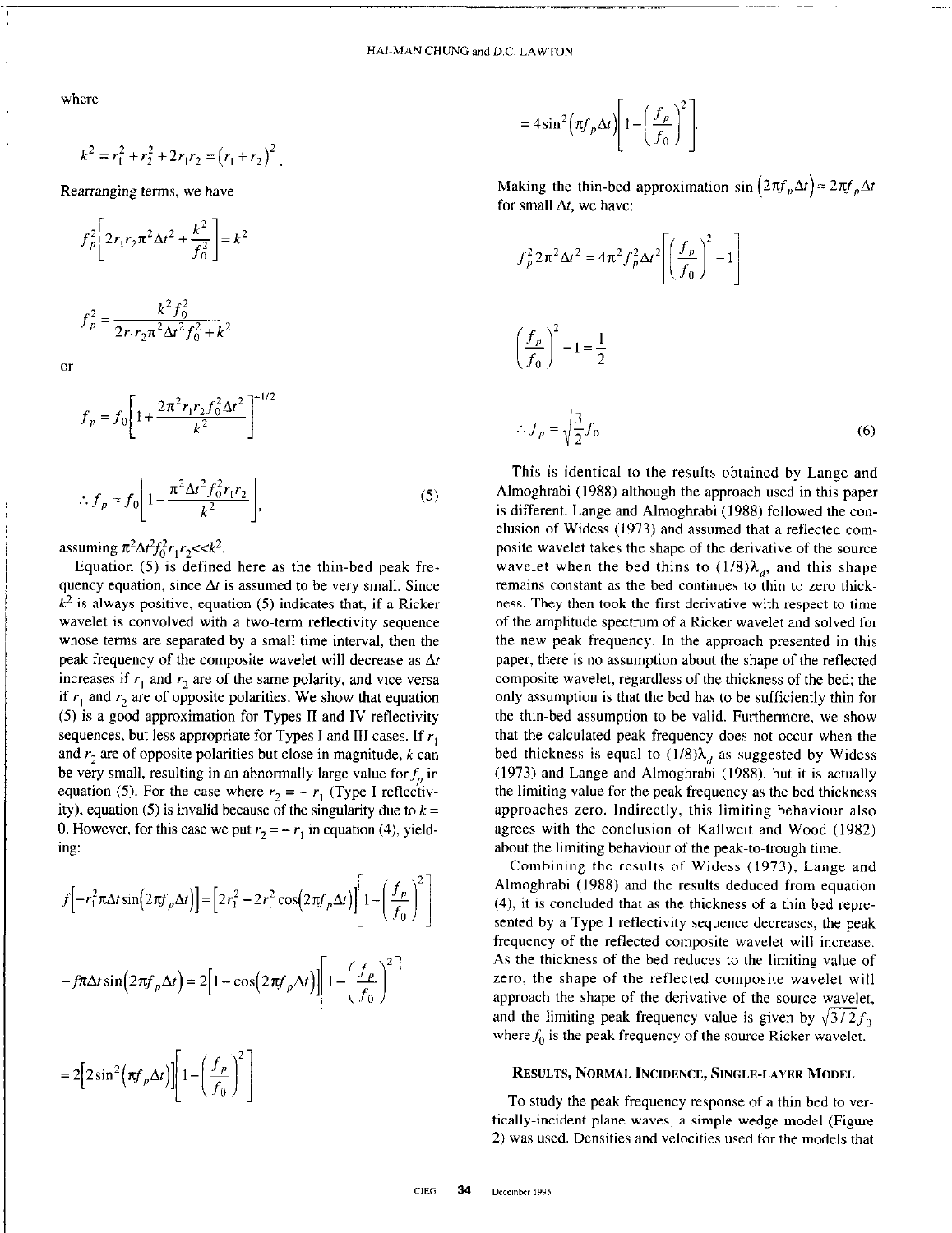where

$$k^2 = r_1^2 + r_2^2 + 2r_1r_2 = (r_1 + r_2)^2 .$$

Rearranging terms, we have

$$f_p^2\left[2r_1r_2\pi^2\Delta t^2 + \frac{k^2}{f_0^2}\right] = k^2$$

$$f_p^2 = \frac{k^2 f_0^2}{2r_1r_2\pi^2\Delta t^2 f_0^2 + k^2}$$

or

$$f_p = f_0\left[1 + \frac{2\pi^2 r_1 r_2 f_0^2 \Delta t^2}{k^2}\right]^{-1/2}$$

$$\therefore f_p \approx f_0\left[1 - \frac{\pi^2 \Delta t^2 f_0^2 r_1 r_2}{k^2}\right], \tag{5}$$

assuming $\pi^2\Delta t^2 f_0^2 r_1 r_2 << k^2$.

Equation (5) is defined here as the thin-bed peak frequency equation, since $\Delta t$ is assumed to be very small. Since $k^2$ is always positive, equation (5) indicates that, if a Ricker wavelet is convolved with a two-term reflectivity sequence whose terms are separated by a small time interval, then the peak frequency of the composite wavelet will decrease as $\Delta t$ increases if $r_1$ and $r_2$ are of the same polarity, and vice versa if $r_1$ and $r_2$ are of opposite polarities. We show that equation (5) is a good approximation for Types II and IV reflectivity sequences, but less appropriate for Types I and III cases. If $r_1$ and $r_2$ are of opposite polarities but close in magnitude, $k$ can be very small, resulting in an abnormally large value for $f_p$ in equation (5). For the case where $r_2 = -r_1$ (Type I reflectivity), equation (5) is invalid because of the singularity due to $k = 0$. However, for this case we put $r_2 = -r_1$ in equation (4), yielding:

$$f\left[-r_1^2\pi\Delta t \sin\left(2\pi f_p \Delta t\right)\right] = \left[2r_1^2 - 2r_1^2\cos\left(2\pi f_p\Delta t\right)\right]\left[1 - \left(\frac{f_p}{f_0}\right)^2\right]$$

$$-f\pi\Delta t\sin\left(2\pi f_p\Delta t\right) = 2\left[1 - \cos\left(2\pi f_p \Delta t\right)\right]\left[1 - \left(\frac{f_p}{f_0}\right)^2\right]$$

$$= 2\left[2\sin^2\left(\pi f_p \Delta t\right)\right]\left[1 - \left(\frac{f_p}{f_0}\right)^2\right]$$

$$= 4\sin^2\left(\pi f_p \Delta t\right)\left[1 - \left(\frac{f_p}{f_0}\right)^2\right].$$

Making the thin-bed approximation $\sin\left(2\pi f_p \Delta t\right) \approx 2\pi f_p \Delta t$ for small $\Delta t$, we have:

$$f_p^2 2\pi^2 \Delta t^2 = 4\pi^2 f_p^2 \Delta t^2\left[\left(\frac{f_p}{f_0}\right)^2 - 1\right]$$

$$\left(\frac{f_p}{f_0}\right)^2 - 1 = \frac{1}{2}$$

$$\therefore f_p = \sqrt{\frac{3}{2}} f_0 . \tag{6}$$

This is identical to the results obtained by Lange and Almoghrabi (1988) although the approach used in this paper is different. Lange and Almoghrabi (1988) followed the conclusion of Widess (1973) and assumed that a reflected composite wavelet takes the shape of the derivative of the source wavelet when the bed thins to $(1/8)\lambda_d$, and this shape remains constant as the bed continues to thin to zero thickness. They then took the first derivative with respect to time of the amplitude spectrum of a Ricker wavelet and solved for the new peak frequency. In the approach presented in this paper, there is no assumption about the shape of the reflected composite wavelet, regardless of the thickness of the bed; the only assumption is that the bed has to be sufficiently thin for the thin-bed assumption to be valid. Furthermore, we show that the calculated peak frequency does not occur when the bed thickness is equal to $(1/8)\lambda_d$ as suggested by Widess (1973) and Lange and Almoghrabi (1988), but it is actually the limiting value for the peak frequency as the bed thickness approaches zero. Indirectly, this limiting behaviour also agrees with the conclusion of Kallweit and Wood (1982) about the limiting behaviour of the peak-to-trough time.

Combining the results of Widess (1973), Lange and Almoghrabi (1988) and the results deduced from equation (4), it is concluded that as the thickness of a thin bed represented by a Type I reflectivity sequence decreases, the peak frequency of the reflected composite wavelet will increase. As the thickness of the bed reduces to the limiting value of zero, the shape of the reflected composite wavelet will approach the shape of the derivative of the source wavelet, and the limiting peak frequency value is given by $\sqrt{3/2}f_0$ where $f_0$ is the peak frequency of the source Ricker wavelet.

## Results, Normal Incidence, Single-Layer Model

To study the peak frequency response of a thin bed to vertically-incident plane waves, a simple wedge model (Figure 2) was used. Densities and velocities used for the models that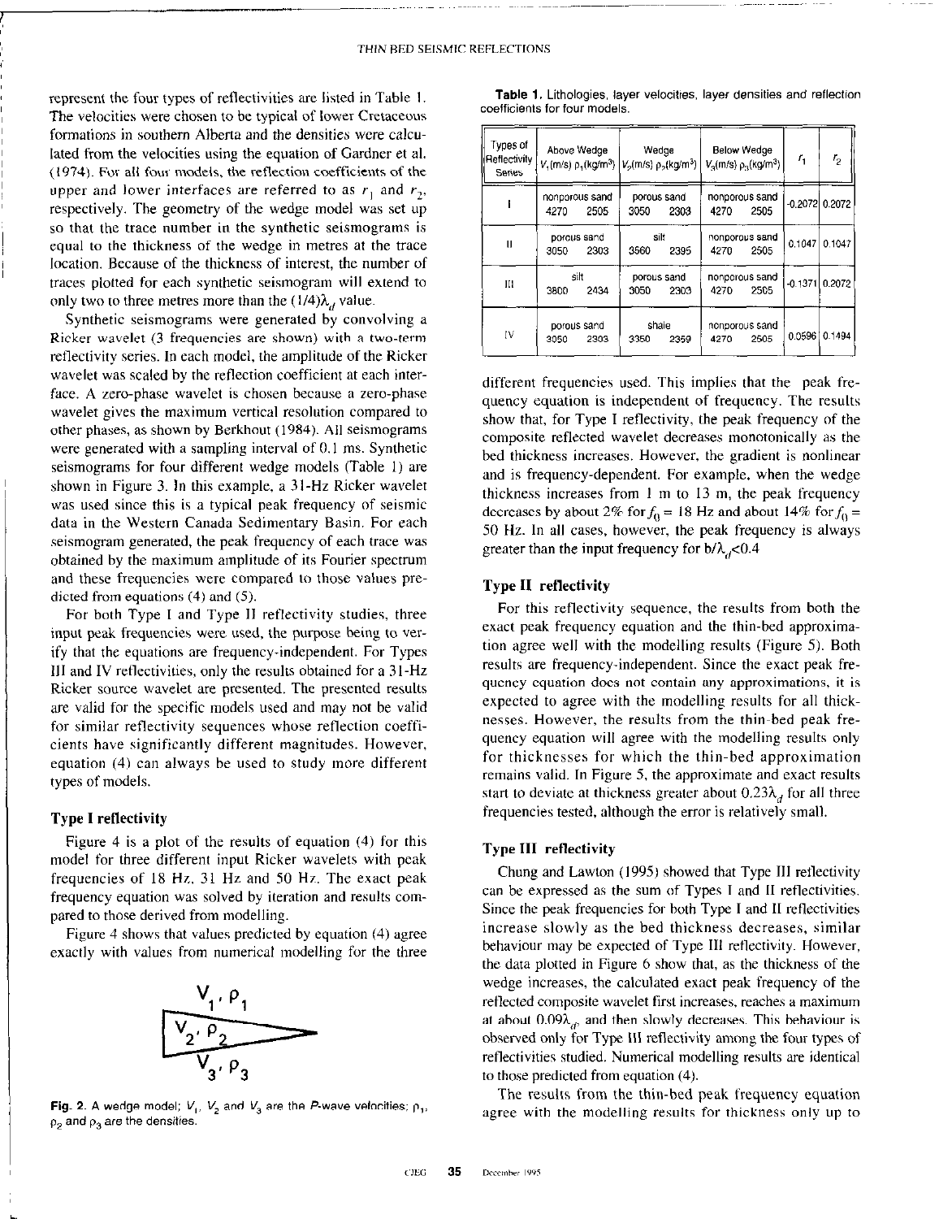represent the four types of reflectivities are listed in Table 1. The velocities were chosen to be typical of lower Cretaceous formations in southern Alberta and the densities were calculated from the velocities using the equation of Gardner et al. (1974). For all four models, the reflection coefficients of the upper and lower interfaces are referred to as $r_1$ and $r_2$, respectively. The geometry of the wedge model was set up so that the trace number in the synthetic seismograms is equal to the thickness of the wedge in metres at the trace location. Because of the thickness of interest, the number of traces plotted for each synthetic seismogram will extend to only two to three metres more than the $(1/4)\lambda_d$ value.

Synthetic seismograms were generated by convolving a Ricker wavelet (3 frequencies are shown) with a two-term reflectivity series. In each model, the amplitude of the Ricker wavelet was scaled by the reflection coefficient at each interface. A zero-phase wavelet is chosen because a zero-phase wavelet gives the maximum vertical resolution compared to other phases, as shown by Berkhout (1984). All seismograms were generated with a sampling interval of 0.1 ms. Synthetic seismograms for four different wedge models (Table 1) are shown in Figure 3. In this example, a 31-Hz Ricker wavelet was used since this is a typical peak frequency of seismic data in the Western Canada Sedimentary Basin. For each seismogram generated, the peak frequency of each trace was obtained by the maximum amplitude of its Fourier spectrum and these frequencies were compared to those values predicted from equations (4) and (5).

For both Type I and Type II reflectivity studies, three input peak frequencies were used, the purpose being to verify that the equations are frequency-independent. For Types III and IV reflectivities, only the results obtained for a 31-Hz Ricker source wavelet are presented. The presented results are valid for the specific models used and may not be valid for similar reflectivity sequences whose reflection coefficients have significantly different magnitudes. However, equation (4) can always be used to study more different types of models.

### Type I reflectivity

Figure 4 is a plot of the results of equation (4) for this model for three different input Ricker wavelets with peak frequencies of 18 Hz, 31 Hz and 50 Hz. The exact peak frequency equation was solved by iteration and results compared to those derived from modelling.

Figure 4 shows that values predicted by equation (4) agree exactly with values from numerical modelling for the three

**Fig. 2.** A wedge model; $V_1$, $V_2$ and $V_3$ are the *P*-wave velocities; $\rho_1$, $\rho_2$ and $\rho_3$ are the densities.

**Table 1.** Lithologies, layer velocities, layer densities and reflection coefficients for four models.

| Types of Reflectivity Series | Above Wedge $V_1$(m/s) $\rho_1$(kg/m$^3$) | Wedge $V_2$(m/s) $\rho_2$(kg/m$^3$) | Below Wedge $V_3$(m/s) $\rho_3$(kg/m$^3$) | $r_1$ | $r_2$ |
|---|---|---|---|---|---|
| I | nonporous sand 4270 2505 | porous sand 3050 2303 | nonporous sand 4270 2505 | -0.2072 | 0.2072 |
| II | porous sand 3050 2303 | silt 3560 2395 | nonporous sand 4270 2505 | 0.1047 | 0.1047 |
| III | silt 3800 2434 | porous sand 3050 2303 | nonporous sand 4270 2505 | -0.1371 | 0.2072 |
| IV | porous sand 3050 2303 | shale 3350 2359 | nonporous sand 4270 2505 | 0.0596 | 0.1494 |

different frequencies used. This implies that the peak frequency equation is independent of frequency. The results show that, for Type I reflectivity, the peak frequency of the composite reflected wavelet decreases monotonically as the bed thickness increases. However, the gradient is nonlinear and is frequency-dependent. For example, when the wedge thickness increases from 1 m to 13 m, the peak frequency decreases by about 2% for $f_0$ = 18 Hz and about 14% for $f_0$ = 50 Hz. In all cases, however, the peak frequency is always greater than the input frequency for $b/\lambda_d<0.4$

### Type II reflectivity

For this reflectivity sequence, the results from both the exact peak frequency equation and the thin-bed approximation agree well with the modelling results (Figure 5). Both results are frequency-independent. Since the exact peak frequency equation does not contain any approximations, it is expected to agree with the modelling results for all thicknesses. However, the results from the thin-bed peak frequency equation will agree with the modelling results only for thicknesses for which the thin-bed approximation remains valid. In Figure 5, the approximate and exact results start to deviate at thickness greater about $0.23\lambda_d$ for all three frequencies tested, although the error is relatively small.

### Type III reflectivity

Chung and Lawton (1995) showed that Type III reflectivity can be expressed as the sum of Types I and II reflectivities. Since the peak frequencies for both Type I and II reflectivities increase slowly as the bed thickness decreases, similar behaviour may be expected of Type III reflectivity. However, the data plotted in Figure 6 show that, as the thickness of the wedge increases, the calculated exact peak frequency of the reflected composite wavelet first increases, reaches a maximum at about $0.09\lambda_d$, and then slowly decreases. This behaviour is observed only for Type III reflectivity among the four types of reflectivities studied. Numerical modelling results are identical to those predicted from equation (4).

The results from the thin-bed peak frequency equation agree with the modelling results for thickness only up to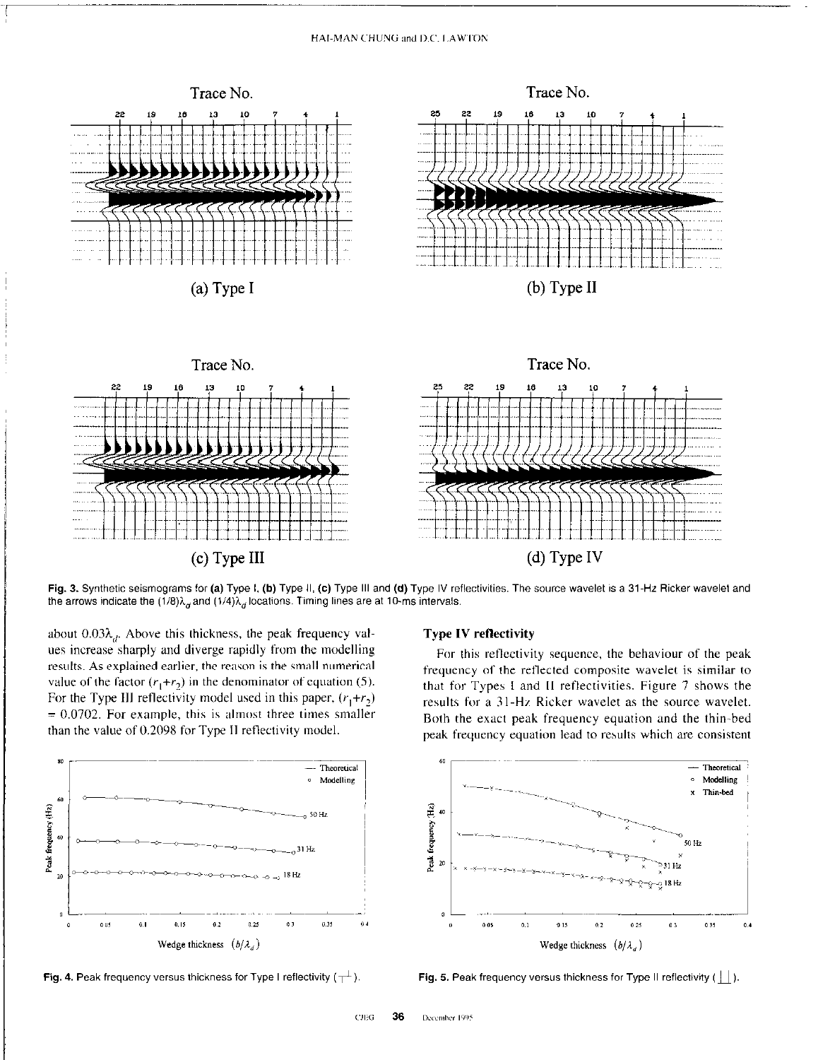Fig. 3. Synthetic seismograms for **(a)** Type I, **(b)** Type II, **(c)** Type III and **(d)** Type IV reflectivities. The source wavelet is a 31-Hz Ricker wavelet and the arrows indicate the $(1/8)\lambda_d$ and $(1/4)\lambda_d$ locations. Timing lines are at 10-ms intervals.

about $0.03\lambda_d$. Above this thickness, the peak frequency values increase sharply and diverge rapidly from the modelling results. As explained earlier, the reason is the small numerical value of the factor $(r_1+r_2)$ in the denominator of equation (5). For the Type III reflectivity model used in this paper, $(r_1+r_2) = 0.0702$. For example, this is almost three times smaller than the value of 0.2098 for Type II reflectivity model.

Fig. 4. Peak frequency versus thickness for Type I reflectivity (┬┴).

### Type IV reflectivity

For this reflectivity sequence, the behaviour of the peak frequency of the reflected composite wavelet is similar to that for Types I and II reflectivities. Figure 7 shows the results for a 31-Hz Ricker wavelet as the source wavelet. Both the exact peak frequency equation and the thin-bed peak frequency equation lead to results which are consistent

Fig. 5. Peak frequency versus thickness for Type II reflectivity (┴┴).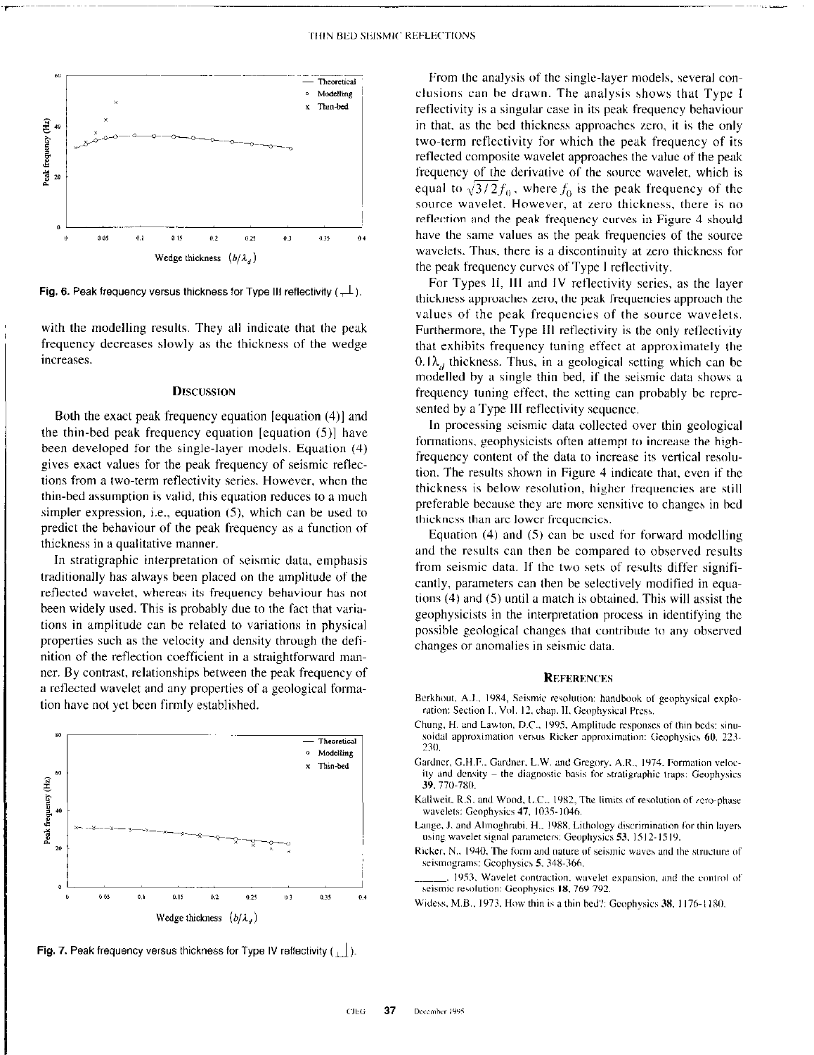60

— Theoretical
○ Modelling
x Thin-bed

Peak frequency (Hz)

40

20

0

0 0.05 0.1 0.15 0.2 0.25 0.3 0.35 0.4

Wedge thickness $(b/\lambda_d)$

**Fig. 6.** Peak frequency versus thickness for Type III reflectivity.

with the modelling results. They all indicate that the peak frequency decreases slowly as the thickness of the wedge increases.

## Discussion

Both the exact peak frequency equation [equation (4)] and the thin-bed peak frequency equation [equation (5)] have been developed for the single-layer models. Equation (4) gives exact values for the peak frequency of seismic reflections from a two-term reflectivity series. However, when the thin-bed assumption is valid, this equation reduces to a much simpler expression, i.e., equation (5), which can be used to predict the behaviour of the peak frequency as a function of thickness in a qualitative manner.

In stratigraphic interpretation of seismic data, emphasis traditionally has always been placed on the amplitude of the reflected wavelet, whereas its frequency behaviour has not been widely used. This is probably due to the fact that variations in amplitude can be related to variations in physical properties such as the velocity and density through the definition of the reflection coefficient in a straightforward manner. By contrast, relationships between the peak frequency of a reflected wavelet and any properties of a geological formation have not yet been firmly established.

80

— Theoretical
○ Modelling
x Thin-bed

60

Peak frequency (Hz)

40

20

0

0 0.05 0.1 0.15 0.2 0.25 0.3 0.35 0.4

Wedge thickness $(b/\lambda_d)$

**Fig. 7.** Peak frequency versus thickness for Type IV reflectivity.

From the analysis of the single-layer models, several conclusions can be drawn. The analysis shows that Type I reflectivity is a singular case in its peak frequency behaviour in that, as the bed thickness approaches zero, it is the only two-term reflectivity for which the peak frequency of its reflected composite wavelet approaches the value of the peak frequency of the derivative of the source wavelet, which is equal to $\sqrt{3/2}f_0$, where $f_0$ is the peak frequency of the source wavelet. However, at zero thickness, there is no reflection and the peak frequency curves in Figure 4 should have the same values as the peak frequencies of the source wavelets. Thus, there is a discontinuity at zero thickness for the peak frequency curves of Type I reflectivity.

For Types II, III and IV reflectivity series, as the layer thickness approaches zero, the peak frequencies approach the values of the peak frequencies of the source wavelets. Furthermore, the Type III reflectivity is the only reflectivity that exhibits frequency tuning effect at approximately the $0.1\lambda_d$ thickness. Thus, in a geological setting which can be modelled by a single thin bed, if the seismic data shows a frequency tuning effect, the setting can probably be represented by a Type III reflectivity sequence.

In processing seismic data collected over thin geological formations, geophysicists often attempt to increase the high-frequency content of the data to increase its vertical resolution. The results shown in Figure 4 indicate that, even if the thickness is below resolution, higher frequencies are still preferable because they are more sensitive to changes in bed thickness than are lower frequencies.

Equation (4) and (5) can be used for forward modelling and the results can then be compared to observed results from seismic data. If the two sets of results differ significantly, parameters can then be selectively modified in equations (4) and (5) until a match is obtained. This will assist the geophysicists in the interpretation process in identifying the possible geological changes that contribute to any observed changes or anomalies in seismic data.

## References

Berkhout, A.J., 1984, Seismic resolution: handbook of geophysical exploration: Section I., Vol. 12, chap. II. Geophysical Press.

Chung, H. and Lawton, D.C., 1995, Amplitude responses of thin beds: sinusoidal approximation versus Ricker approximation: Geophysics **60**, 223-230.

Gardner, G.H.F., Gardner, L.W. and Gregory, A.R., 1974, Formation velocity and density – the diagnostic basis for stratigraphic traps: Geophysics **39**, 770-780.

Kallweit, R.S. and Wood, L.C., 1982, The limits of resolution of zero-phase wavelets: Geophysics **47**, 1035-1046.

Lange, J. and Almoghrabi, H., 1988, Lithology discrimination for thin layers using wavelet signal parameters: Geophysics **53**, 1512-1519.

Ricker, N., 1940, The form and nature of seismic waves and the structure of seismograms: Geophysics **5**, 348-366.

______, 1953, Wavelet contraction, wavelet expansion, and the control of seismic resolution: Geophysics **18**, 769-792.

Widess, M.B., 1973, How thin is a thin bed?: Geophysics **38**, 1176-1180.